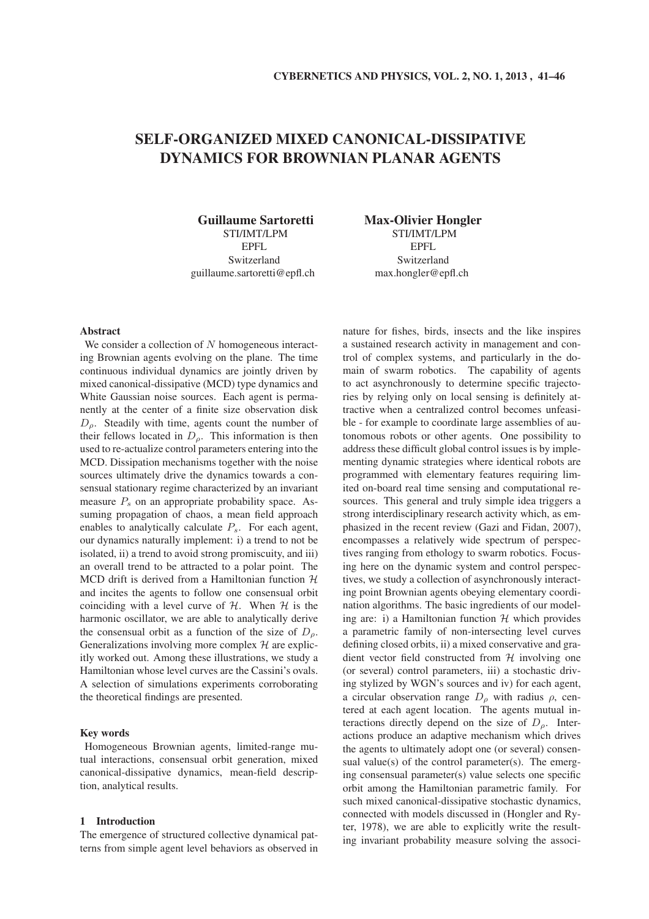# SELF-ORGANIZED MIXED CANONICAL-DISSIPATIVE DYNAMICS FOR BROWNIAN PLANAR AGENTS

**Guillaume Sartoretti**
STI/IMT/LPM
EPFL
Switzerland
guillaume.sartoretti@epfl.ch

**Max-Olivier Hongler**
STI/IMT/LPM
EPFL
Switzerland
max.hongler@epfl.ch

### Abstract

We consider a collection of $N$ homogeneous interacting Brownian agents evolving on the plane. The time continuous individual dynamics are jointly driven by mixed canonical-dissipative (MCD) type dynamics and White Gaussian noise sources. Each agent is permanently at the center of a finite size observation disk $D_\rho$. Steadily with time, agents count the number of their fellows located in $D_\rho$. This information is then used to re-actualize control parameters entering into the MCD. Dissipation mechanisms together with the noise sources ultimately drive the dynamics towards a consensual stationary regime characterized by an invariant measure $P_s$ on an appropriate probability space. Assuming propagation of chaos, a mean field approach enables to analytically calculate $P_s$. For each agent, our dynamics naturally implement: i) a trend to not be isolated, ii) a trend to avoid strong promiscuity, and iii) an overall trend to be attracted to a polar point. The MCD drift is derived from a Hamiltonian function $\mathcal{H}$ and incites the agents to follow one consensual orbit coinciding with a level curve of $\mathcal{H}$. When $\mathcal{H}$ is the harmonic oscillator, we are able to analytically derive the consensual orbit as a function of the size of $D_\rho$. Generalizations involving more complex $\mathcal{H}$ are explicitly worked out. Among these illustrations, we study a Hamiltonian whose level curves are the Cassini's ovals. A selection of simulations experiments corroborating the theoretical findings are presented.

### Key words

Homogeneous Brownian agents, limited-range mutual interactions, consensual orbit generation, mixed canonical-dissipative dynamics, mean-field description, analytical results.

## 1 Introduction

The emergence of structured collective dynamical patterns from simple agent level behaviors as observed in nature for fishes, birds, insects and the like inspires a sustained research activity in management and control of complex systems, and particularly in the domain of swarm robotics. The capability of agents to act asynchronously to determine specific trajectories by relying only on local sensing is definitely attractive when a centralized control becomes unfeasible - for example to coordinate large assemblies of autonomous robots or other agents. One possibility to address these difficult global control issues is by implementing dynamic strategies where identical robots are programmed with elementary features requiring limited on-board real time sensing and computational resources. This general and truly simple idea triggers a strong interdisciplinary research activity which, as emphasized in the recent review (Gazi and Fidan, 2007), encompasses a relatively wide spectrum of perspectives ranging from ethology to swarm robotics. Focusing here on the dynamic system and control perspectives, we study a collection of asynchronously interacting point Brownian agents obeying elementary coordination algorithms. The basic ingredients of our modeling are: i) a Hamiltonian function $\mathcal{H}$ which provides a parametric family of non-intersecting level curves defining closed orbits, ii) a mixed conservative and gradient vector field constructed from $\mathcal{H}$ involving one (or several) control parameters, iii) a stochastic driving stylized by WGN's sources and iv) for each agent, a circular observation range $D_\rho$ with radius $\rho$, centered at each agent location. The agents mutual interactions directly depend on the size of $D_\rho$. Interactions produce an adaptive mechanism which drives the agents to ultimately adopt one (or several) consensual value(s) of the control parameter(s). The emerging consensual parameter(s) value selects one specific orbit among the Hamiltonian parametric family. For such mixed canonical-dissipative stochastic dynamics, connected with models discussed in (Hongler and Ryter, 1978), we are able to explicitly write the resulting invariant probability measure solving the associ-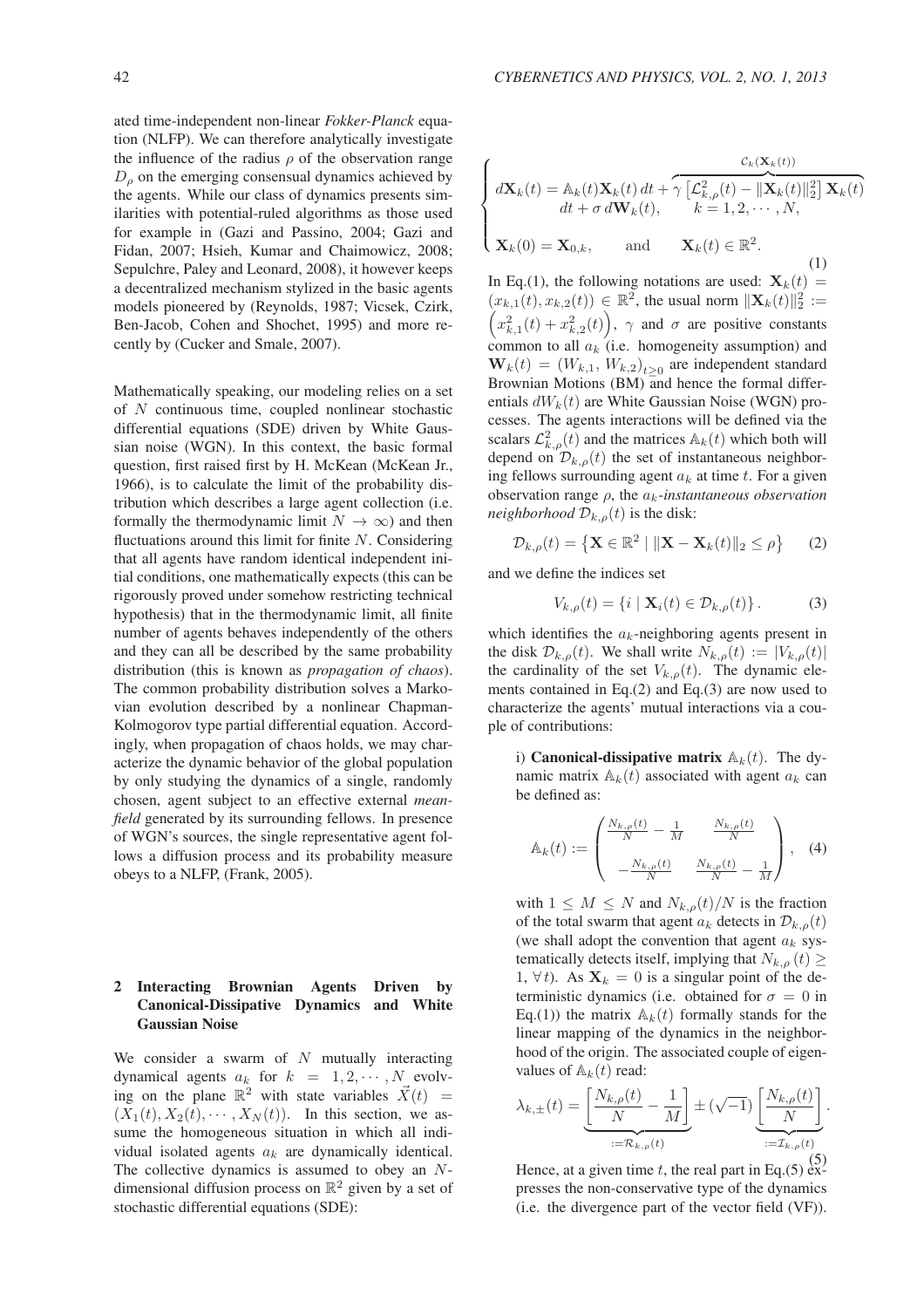ated time-independent non-linear *Fokker-Planck* equation (NLFP). We can therefore analytically investigate the influence of the radius $\rho$ of the observation range $D_\rho$ on the emerging consensual dynamics achieved by the agents. While our class of dynamics presents similarities with potential-ruled algorithms as those used for example in (Gazi and Passino, 2004; Gazi and Fidan, 2007; Hsieh, Kumar and Chaimowicz, 2008; Sepulchre, Paley and Leonard, 2008), it however keeps a decentralized mechanism stylized in the basic agents models pioneered by (Reynolds, 1987; Vicsek, Czirk, Ben-Jacob, Cohen and Shochet, 1995) and more recently by (Cucker and Smale, 2007).

Mathematically speaking, our modeling relies on a set of $N$ continuous time, coupled nonlinear stochastic differential equations (SDE) driven by White Gaussian noise (WGN). In this context, the basic formal question, first raised first by H. McKean (McKean Jr., 1966), is to calculate the limit of the probability distribution which describes a large agent collection (i.e. formally the thermodynamic limit $N \to \infty$) and then fluctuations around this limit for finite $N$. Considering that all agents have random identical independent initial conditions, one mathematically expects (this can be rigorously proved under somehow restricting technical hypothesis) that in the thermodynamic limit, all finite number of agents behaves independently of the others and they can all be described by the same probability distribution (this is known as *propagation of chaos*). The common probability distribution solves a Markovian evolution described by a nonlinear Chapman-Kolmogorov type partial differential equation. Accordingly, when propagation of chaos holds, we may characterize the dynamic behavior of the global population by only studying the dynamics of a single, randomly chosen, agent subject to an effective external *mean-field* generated by its surrounding fellows. In presence of WGN's sources, the single representative agent follows a diffusion process and its probability measure obeys to a NLFP, (Frank, 2005).

## 2 Interacting Brownian Agents Driven by Canonical-Dissipative Dynamics and White Gaussian Noise

We consider a swarm of $N$ mutually interacting dynamical agents $a_k$ for $k = 1, 2, \cdots, N$ evolving on the plane $\mathbb{R}^2$ with state variables $\vec{X}(t) = (X_1(t), X_2(t), \cdots, X_N(t))$. In this section, we assume the homogeneous situation in which all individual isolated agents $a_k$ are dynamically identical. The collective dynamics is assumed to obey an $N$-dimensional diffusion process on $\mathbb{R}^2$ given by a set of stochastic differential equations (SDE):

$$
\begin{cases}
d\mathbf{X}_k(t) = \mathbb{A}_k(t)\mathbf{X}_k(t)\,dt + \overbrace{\gamma\left[\mathcal{L}^2_{k,\rho}(t) - \|\mathbf{X}_k(t)\|_2^2\right]\mathbf{X}_k(t)}^{\mathcal{C}_k(\mathbf{X}_k(t))} \\
\qquad dt + \sigma\, d\mathbf{W}_k(t), \qquad k = 1, 2, \cdots, N, \\
\mathbf{X}_k(0) = \mathbf{X}_{0,k}, \qquad \text{and} \qquad \mathbf{X}_k(t) \in \mathbb{R}^2.
\end{cases}
\tag{1}
$$

In Eq.(1), the following notations are used: $\mathbf{X}_k(t) = (x_{k,1}(t), x_{k,2}(t)) \in \mathbb{R}^2$, the usual norm $\|\mathbf{X}_k(t)\|_2^2 := \left(x_{k,1}^2(t) + x_{k,2}^2(t)\right)$, $\gamma$ and $\sigma$ are positive constants common to all $a_k$ (i.e. homogeneity assumption) and $\mathbf{W}_k(t) = (W_{k,1}, W_{k,2})_{t\geq 0}$ are independent standard Brownian Motions (BM) and hence the formal differentials $dW_k(t)$ are White Gaussian Noise (WGN) processes. The agents interactions will be defined via the scalars $\mathcal{L}^2_{k,\rho}(t)$ and the matrices $\mathbb{A}_k(t)$ which both will depend on $\mathcal{D}_{k,\rho}(t)$ the set of instantaneous neighboring fellows surrounding agent $a_k$ at time $t$. For a given observation range $\rho$, the $a_k$-*instantaneous observation neighborhood* $\mathcal{D}_{k,\rho}(t)$ is the disk:

$$
\mathcal{D}_{k,\rho}(t) = \left\{\mathbf{X} \in \mathbb{R}^2 \mid \|\mathbf{X} - \mathbf{X}_k(t)\|_2 \leq \rho\right\} \tag{2}
$$

and we define the indices set

$$
V_{k,\rho}(t) = \left\{i \mid \mathbf{X}_i(t) \in \mathcal{D}_{k,\rho}(t)\right\}. \tag{3}
$$

which identifies the $a_k$-neighboring agents present in the disk $\mathcal{D}_{k,\rho}(t)$. We shall write $N_{k,\rho}(t) := |V_{k,\rho}(t)|$ the cardinality of the set $V_{k,\rho}(t)$. The dynamic elements contained in Eq.(2) and Eq.(3) are now used to characterize the agents' mutual interactions via a couple of contributions:

i) **Canonical-dissipative matrix** $\mathbb{A}_k(t)$. The dynamic matrix $\mathbb{A}_k(t)$ associated with agent $a_k$ can be defined as:

$$
\mathbb{A}_k(t) := \begin{pmatrix} \frac{N_{k,\rho}(t)}{N} - \frac{1}{M} & \frac{N_{k,\rho}(t)}{N} \\ -\frac{N_{k,\rho}(t)}{N} & \frac{N_{k,\rho}(t)}{N} - \frac{1}{M} \end{pmatrix}, \tag{4}
$$

with $1 \leq M \leq N$ and $N_{k,\rho}(t)/N$ is the fraction of the total swarm that agent $a_k$ detects in $\mathcal{D}_{k,\rho}(t)$ (we shall adopt the convention that agent $a_k$ systematically detects itself, implying that $N_{k,\rho}(t) \geq 1, \forall t$). As $\mathbf{X}_k = 0$ is a singular point of the deterministic dynamics (i.e. obtained for $\sigma = 0$ in Eq.(1)) the matrix $\mathbb{A}_k(t)$ formally stands for the linear mapping of the dynamics in the neighborhood of the origin. The associated couple of eigenvalues of $\mathbb{A}_k(t)$ read:

$$
\lambda_{k,\pm}(t) = \underbrace{\left[\frac{N_{k,\rho}(t)}{N} - \frac{1}{M}\right]}_{:=\mathcal{R}_{k,\rho}(t)} \pm (\sqrt{-1}) \underbrace{\left[\frac{N_{k,\rho}(t)}{N}\right]}_{:=\mathcal{I}_{k,\rho}(t)}. \tag{5}
$$

Hence, at a given time $t$, the real part in Eq.(5) expresses the non-conservative type of the dynamics (i.e. the divergence part of the vector field (VF)).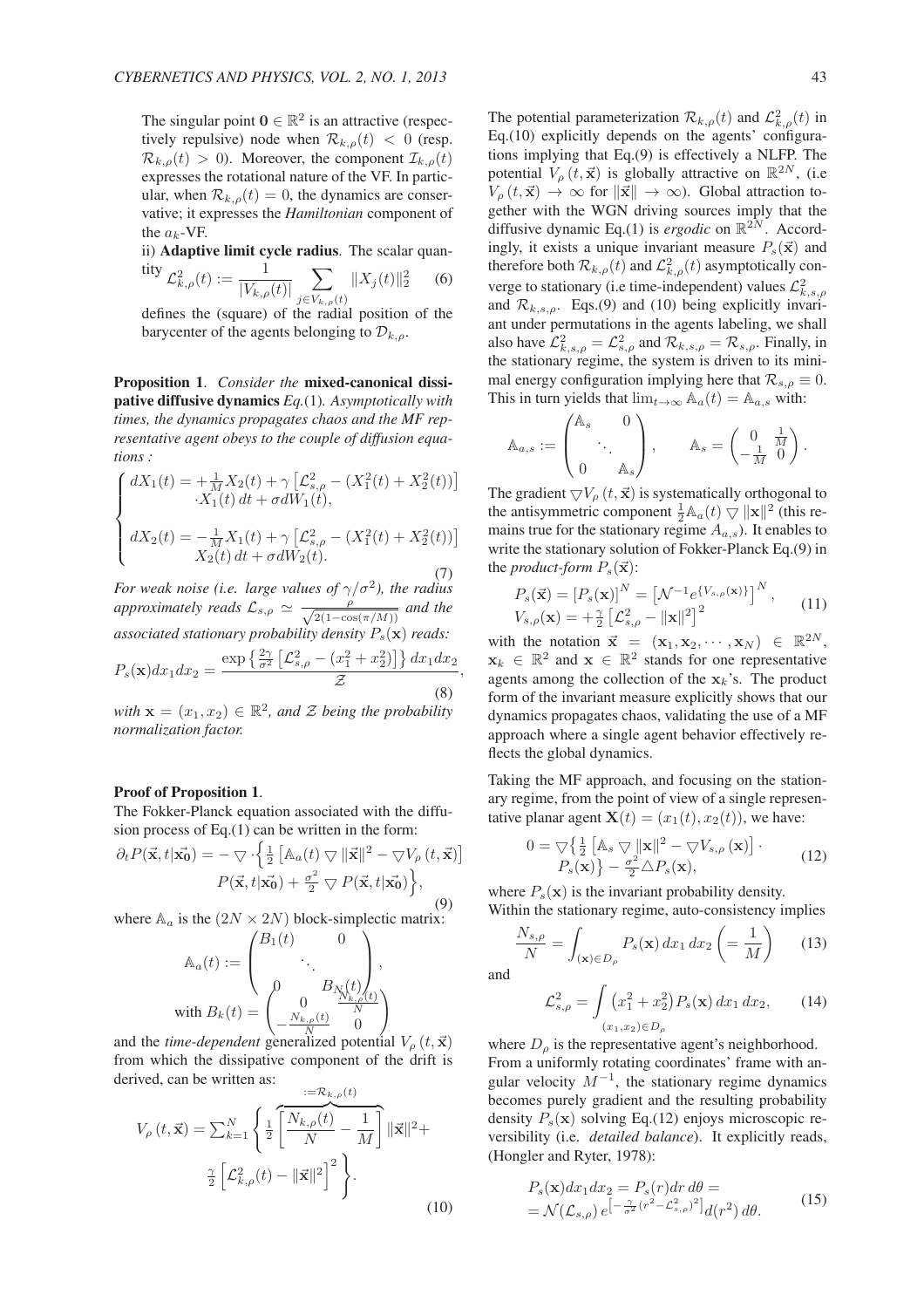The singular point $\mathbf{0} \in \mathbb{R}^2$ is an attractive (respectively repulsive) node when $\mathcal{R}_{k,\rho}(t) < 0$ (resp. $\mathcal{R}_{k,\rho}(t) > 0$). Moreover, the component $\mathcal{I}_{k,\rho}(t)$ expresses the rotational nature of the VF. In particular, when $\mathcal{R}_{k,\rho}(t) = 0$, the dynamics are conservative; it expresses the *Hamiltonian* component of the $a_k$-VF.

ii) **Adaptive limit cycle radius**. The scalar quantity

$$\mathcal{L}^2_{k,\rho}(t) := \frac{1}{|V_{k,\rho}(t)|} \sum_{j \in V_{k,\rho}(t)} \|X_j(t)\|_2^2 \qquad (6)$$

defines the (square) of the radial position of the barycenter of the agents belonging to $\mathcal{D}_{k,\rho}$.

**Proposition 1**. *Consider the* **mixed-canonical dissipative diffusive dynamics** *Eq.(1). Asymptotically with times, the dynamics propagates chaos and the MF representative agent obeys to the couple of diffusion equations :*

$$\begin{cases} dX_1(t) = +\frac{1}{M} X_2(t) + \gamma \left[ \mathcal{L}^2_{s,\rho} - (X_1^2(t) + X_2^2(t)) \right] \\ \qquad \cdot X_1(t)\, dt + \sigma dW_1(t), \\ \\ dX_2(t) = -\frac{1}{M} X_1(t) + \gamma \left[ \mathcal{L}^2_{s,\rho} - (X_1^2(t) + X_2^2(t)) \right] \\ \qquad X_2(t)\, dt + \sigma dW_2(t). \end{cases} \qquad (7)$$

*For weak noise (i.e. large values of $\gamma/\sigma^2$), the radius approximately reads $\mathcal{L}_{s,\rho} \simeq \frac{\rho}{\sqrt{2(1-\cos(\pi/M))}}$ and the associated stationary probability density $P_s(\mathbf{x})$ reads:*

$$P_s(\mathbf{x}) dx_1 dx_2 = \frac{\exp\left\{ \frac{2\gamma}{\sigma^2} \left[ \mathcal{L}^2_{s,\rho} - (x_1^2 + x_2^2) \right] \right\} dx_1 dx_2}{\mathcal{Z}}, \qquad (8)$$

*with $\mathbf{x} = (x_1, x_2) \in \mathbb{R}^2$, and $\mathcal{Z}$ being the probability normalization factor.*

**Proof of Proposition 1**.

The Fokker-Planck equation associated with the diffusion process of Eq.(1) can be written in the form:

$$\begin{aligned} \partial_t P(\vec{\mathbf{x}}, t|\vec{\mathbf{x_0}}) = - \bigtriangledown \cdot \Big\{ \tfrac{1}{2} \left[ \mathbb{A}_a(t) \bigtriangledown \|\vec{\mathbf{x}}\|^2 - \bigtriangledown V_\rho(t, \vec{\mathbf{x}}) \right] \\ P(\vec{\mathbf{x}}, t|\vec{\mathbf{x_0}}) + \tfrac{\sigma^2}{2} \bigtriangledown P(\vec{\mathbf{x}}, t|\vec{\mathbf{x_0}}) \Big\}, \end{aligned} \qquad (9)$$

where $\mathbb{A}_a$ is the $(2N \times 2N)$ block-simplectic matrix:

$$\mathbb{A}_a(t) := \begin{pmatrix} B_1(t) & & 0 \\ & \ddots & \\ 0 & & B_N(t) \end{pmatrix},$$

$$\text{with } B_k(t) = \begin{pmatrix} 0 & \frac{N_{k,\rho}(t)}{N} \\ -\frac{N_{k,\rho}(t)}{N} & 0 \end{pmatrix}$$

and the *time-dependent* generalized potential $V_\rho(t, \vec{\mathbf{x}})$ from which the dissipative component of the drift is derived, can be written as:

$$V_\rho(t, \vec{\mathbf{x}}) = \sum_{k=1}^N \Bigg\{ \frac{1}{2} \overbrace{\left[ \frac{N_{k,\rho}(t)}{N} - \frac{1}{M} \right]}^{:= \mathcal{R}_{k,\rho}(t)} \|\vec{\mathbf{x}}\|^2 + \frac{\gamma}{2} \left[ \mathcal{L}^2_{k,\rho}(t) - \|\vec{\mathbf{x}}\|^2 \right]^2 \Bigg\}. \qquad (10)$$

The potential parameterization $\mathcal{R}_{k,\rho}(t)$ and $\mathcal{L}^2_{k,\rho}(t)$ in Eq.(10) explicitly depends on the agents' configurations implying that Eq.(9) is effectively a NLFP. The potential $V_\rho(t, \vec{\mathbf{x}})$ is globally attractive on $\mathbb{R}^{2N}$, (i.e $V_\rho(t, \vec{\mathbf{x}}) \to \infty$ for $\|\vec{\mathbf{x}}\| \to \infty$). Global attraction together with the WGN driving sources imply that the diffusive dynamic Eq.(1) is *ergodic* on $\mathbb{R}^{2N}$. Accordingly, it exists a unique invariant measure $P_s(\vec{\mathbf{x}})$ and therefore both $\mathcal{R}_{k,\rho}(t)$ and $\mathcal{L}^2_{k,\rho}(t)$ asymptotically converge to stationary (i.e time-independent) values $\mathcal{L}^2_{k,s,\rho}$ and $\mathcal{R}_{k,s,\rho}$. Eqs.(9) and (10) being explicitly invariant under permutations in the agents labeling, we shall also have $\mathcal{L}^2_{k,s,\rho} = \mathcal{L}^2_{s,\rho}$ and $\mathcal{R}_{k,s,\rho} = \mathcal{R}_{s,\rho}$. Finally, in the stationary regime, the system is driven to its minimal energy configuration implying here that $\mathcal{R}_{s,\rho} \equiv 0$. This in turn yields that $\lim_{t \to \infty} \mathbb{A}_a(t) = \mathbb{A}_{a,s}$ with:

$$\mathbb{A}_{a,s} := \begin{pmatrix} \mathbb{A}_s & & 0 \\ & \ddots & \\ 0 & & \mathbb{A}_s \end{pmatrix}, \qquad \mathbb{A}_s = \begin{pmatrix} 0 & \frac{1}{M} \\ -\frac{1}{M} & 0 \end{pmatrix}.$$

The gradient $\bigtriangledown V_\rho(t, \vec{\mathbf{x}})$ is systematically orthogonal to the antisymmetric component $\frac{1}{2} \mathbb{A}_a(t) \bigtriangledown \|\mathbf{x}\|^2$ (this remains true for the stationary regime $A_{a,s}$). It enables to write the stationary solution of Fokker-Planck Eq.(9) in the *product-form* $P_s(\vec{\mathbf{x}})$:

$$\begin{aligned} P_s(\vec{\mathbf{x}}) &= [P_s(\mathbf{x})]^N = \left[ \mathcal{N}^{-1} e^{\{V_{s,\rho}(\mathbf{x})\}} \right]^N, \\ V_{s,\rho}(\mathbf{x}) &= +\tfrac{\gamma}{2} \left[ \mathcal{L}^2_{s,\rho} - \|\mathbf{x}\|^2 \right]^2 \end{aligned} \qquad (11)$$

with the notation $\vec{\mathbf{x}} = (\mathbf{x}_1, \mathbf{x}_2, \cdots, \mathbf{x}_N) \in \mathbb{R}^{2N}$, $\mathbf{x}_k \in \mathbb{R}^2$ and $\mathbf{x} \in \mathbb{R}^2$ stands for one representative agents among the collection of the $\mathbf{x}_k$'s. The product form of the invariant measure explicitly shows that our dynamics propagates chaos, validating the use of a MF approach where a single agent behavior effectively reflects the global dynamics.

Taking the MF approach, and focusing on the stationary regime, from the point of view of a single representative planar agent $\mathbf{X}(t) = (x_1(t), x_2(t))$, we have:

$$\begin{aligned} 0 = \bigtriangledown \big\{ \tfrac{1}{2} \left[ \mathbb{A}_s \bigtriangledown \|\mathbf{x}\|^2 - \bigtriangledown V_{s,\rho}(\mathbf{x}) \right] \cdot \\ P_s(\mathbf{x}) \big\} - \tfrac{\sigma^2}{2} \triangle P_s(\mathbf{x}), \end{aligned} \qquad (12)$$

where $P_s(\mathbf{x})$ is the invariant probability density.

Within the stationary regime, auto-consistency implies

$$\frac{N_{s,\rho}}{N} = \int_{(\mathbf{x}) \in D_\rho} P_s(\mathbf{x})\, dx_1\, dx_2 \left( = \frac{1}{M} \right) \qquad (13)$$

and

$$\mathcal{L}^2_{s,\rho} = \int_{(x_1, x_2) \in D_\rho} \left( x_1^2 + x_2^2 \right) P_s(\mathbf{x})\, dx_1\, dx_2, \qquad (14)$$

where $D_\rho$ is the representative agent's neighborhood.

From a uniformly rotating coordinates' frame with angular velocity $M^{-1}$, the stationary regime dynamics becomes purely gradient and the resulting probability density $P_s(\mathbf{x})$ solving Eq.(12) enjoys microscopic reversibility (i.e. *detailed balance*). It explicitly reads, (Hongler and Ryter, 1978):

$$\begin{aligned} P_s(\mathbf{x}) dx_1 dx_2 &= P_s(r) dr\, d\theta = \\ &= \mathcal{N}(\mathcal{L}_{s,\rho})\, e^{\left[ -\frac{\gamma}{\sigma^2} (r^2 - \mathcal{L}^2_{s,\rho})^2 \right]} d(r^2)\, d\theta. \end{aligned} \qquad (15)$$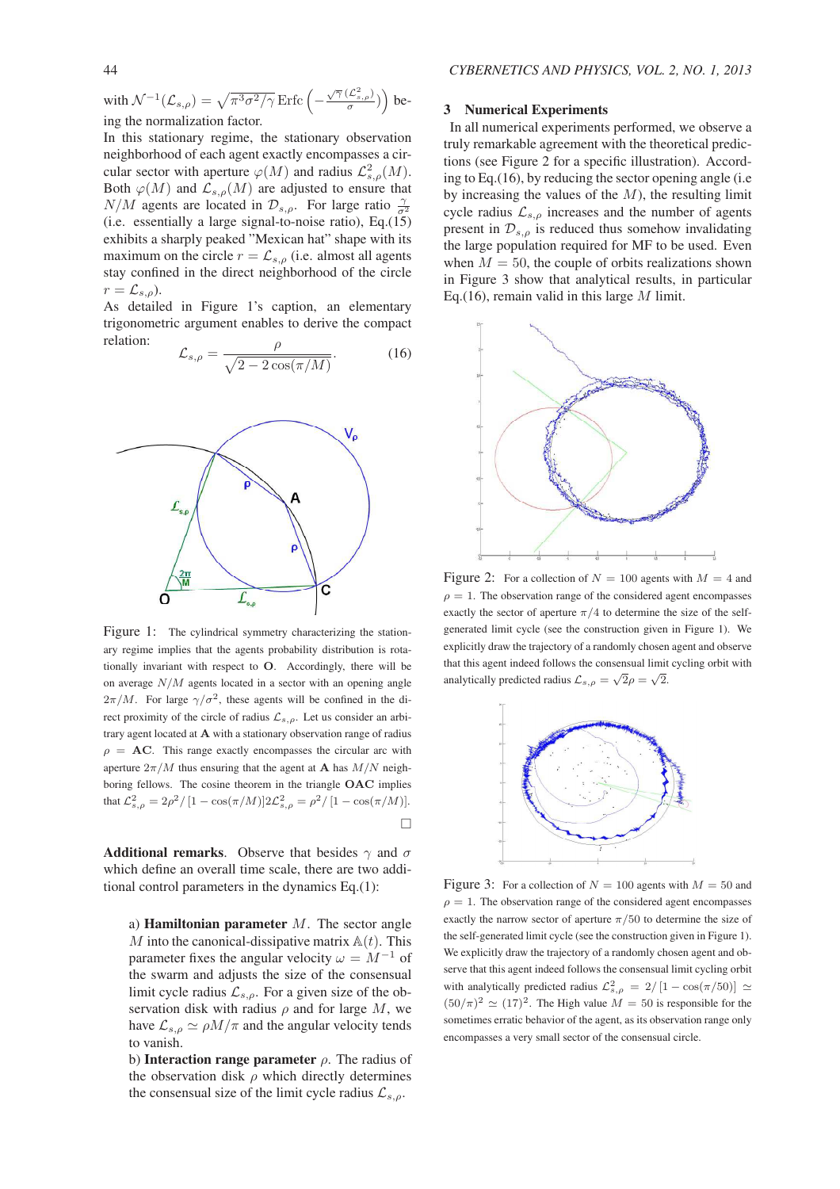with $\mathcal{N}^{-1}(\mathcal{L}_{s,\rho}) = \sqrt{\pi^3\sigma^2/\gamma}\,\mathrm{Erfc}\left(-\frac{\sqrt{\gamma}(\mathcal{L}^2_{s,\rho})}{\sigma}\right)$ being the normalization factor.

In this stationary regime, the stationary observation neighborhood of each agent exactly encompasses a circular sector with aperture $\varphi(M)$ and radius $\mathcal{L}^2_{s,\rho}(M)$. Both $\varphi(M)$ and $\mathcal{L}_{s,\rho}(M)$ are adjusted to ensure that $N/M$ agents are located in $\mathcal{D}_{s,\rho}$. For large ratio $\frac{\gamma}{\sigma^2}$ (i.e. essentially a large signal-to-noise ratio), Eq.(15) exhibits a sharply peaked "Mexican hat" shape with its maximum on the circle $r = \mathcal{L}_{s,\rho}$ (i.e. almost all agents stay confined in the direct neighborhood of the circle $r = \mathcal{L}_{s,\rho}$).

As detailed in Figure 1's caption, an elementary trigonometric argument enables to derive the compact relation:

$$\mathcal{L}_{s,\rho} = \frac{\rho}{\sqrt{2 - 2\cos(\pi/M)}}. \tag{16}$$

Figure 1: The cylindrical symmetry characterizing the stationary regime implies that the agents probability distribution is rotationally invariant with respect to **O**. Accordingly, there will be on average $N/M$ agents located in a sector with an opening angle $2\pi/M$. For large $\gamma/\sigma^2$, these agents will be confined in the direct proximity of the circle of radius $\mathcal{L}_{s,\rho}$. Let us consider an arbitrary agent located at **A** with a stationary observation range of radius $\rho$ = **AC**. This range exactly encompasses the circular arc with aperture $2\pi/M$ thus ensuring that the agent at **A** has $M/N$ neighboring fellows. The cosine theorem in the triangle **OAC** implies that $\mathcal{L}^2_{s,\rho} = 2\rho^2/[1 - \cos(\pi/M)]2\mathcal{L}^2_{s,\rho} = \rho^2/[1 - \cos(\pi/M)]$.

□

**Additional remarks**. Observe that besides $\gamma$ and $\sigma$ which define an overall time scale, there are two additional control parameters in the dynamics Eq.(1):

a) **Hamiltonian parameter** $M$. The sector angle $M$ into the canonical-dissipative matrix $\mathbb{A}(t)$. This parameter fixes the angular velocity $\omega = M^{-1}$ of the swarm and adjusts the size of the consensual limit cycle radius $\mathcal{L}_{s,\rho}$. For a given size of the observation disk with radius $\rho$ and for large $M$, we have $\mathcal{L}_{s,\rho} \simeq \rho M/\pi$ and the angular velocity tends to vanish.

b) **Interaction range parameter** $\rho$. The radius of the observation disk $\rho$ which directly determines the consensual size of the limit cycle radius $\mathcal{L}_{s,\rho}$.

## 3 Numerical Experiments

In all numerical experiments performed, we observe a truly remarkable agreement with the theoretical predictions (see Figure 2 for a specific illustration). According to Eq.(16), by reducing the sector opening angle (i.e by increasing the values of the $M$), the resulting limit cycle radius $\mathcal{L}_{s,\rho}$ increases and the number of agents present in $\mathcal{D}_{s,\rho}$ is reduced thus somehow invalidating the large population required for MF to be used. Even when $M = 50$, the couple of orbits realizations shown in Figure 3 show that analytical results, in particular Eq.(16), remain valid in this large $M$ limit.

Figure 2: For a collection of $N = 100$ agents with $M = 4$ and $\rho = 1$. The observation range of the considered agent encompasses exactly the sector of aperture $\pi/4$ to determine the size of the self-generated limit cycle (see the construction given in Figure 1). We explicitly draw the trajectory of a randomly chosen agent and observe that this agent indeed follows the consensual limit cycling orbit with analytically predicted radius $\mathcal{L}_{s,\rho} = \sqrt{2}\rho = \sqrt{2}$.

Figure 3: For a collection of $N = 100$ agents with $M = 50$ and $\rho = 1$. The observation range of the considered agent encompasses exactly the narrow sector of aperture $\pi/50$ to determine the size of the self-generated limit cycle (see the construction given in Figure 1). We explicitly draw the trajectory of a randomly chosen agent and observe that this agent indeed follows the consensual limit cycling orbit with analytically predicted radius $\mathcal{L}^2_{s,\rho} = 2/[1 - \cos(\pi/50)] \simeq (50/\pi)^2 \simeq (17)^2$. The High value $M = 50$ is responsible for the sometimes erratic behavior of the agent, as its observation range only encompasses a very small sector of the consensual circle.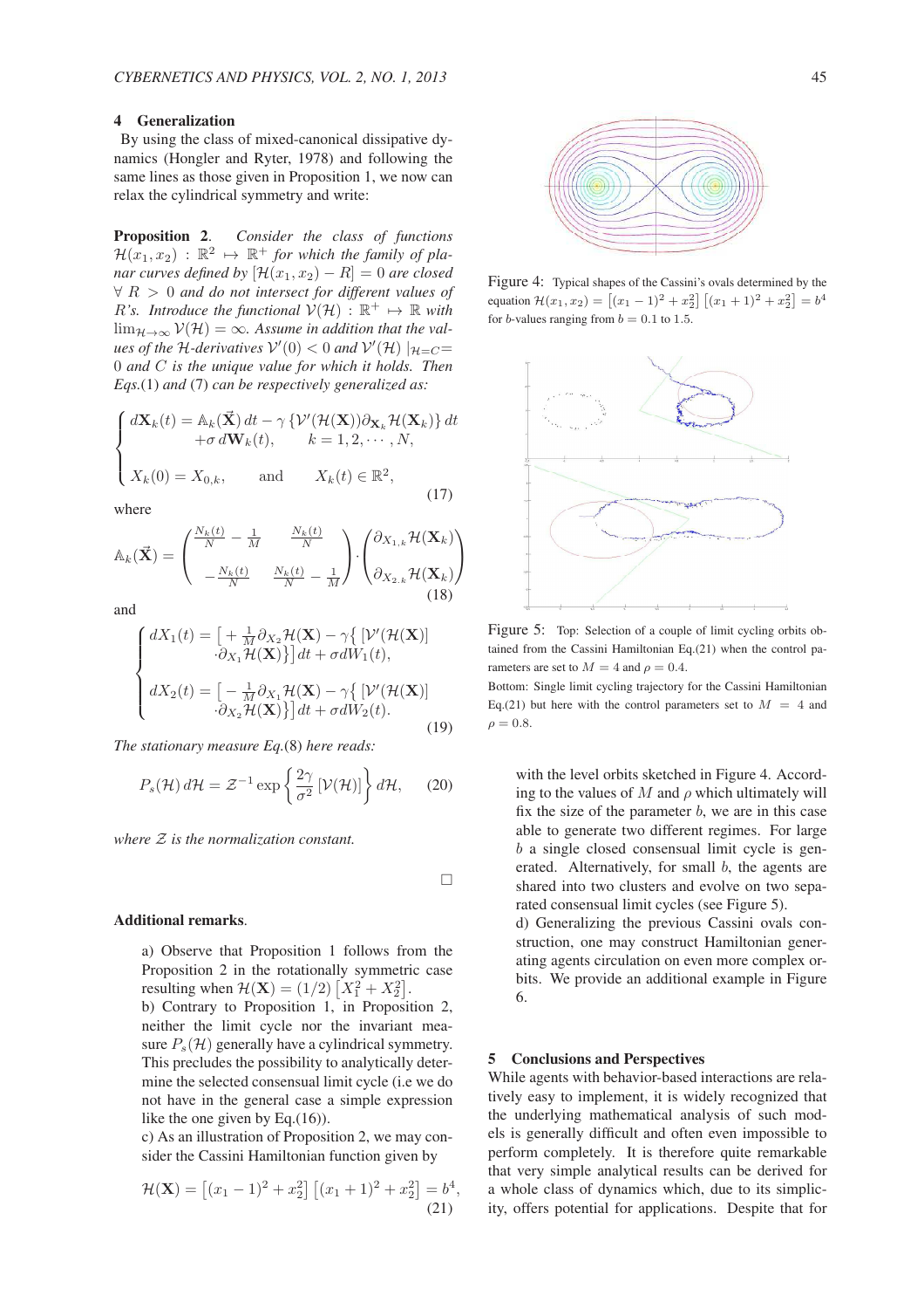## 4 Generalization

By using the class of mixed-canonical dissipative dynamics (Hongler and Ryter, 1978) and following the same lines as those given in Proposition 1, we now can relax the cylindrical symmetry and write:

**Proposition 2**. *Consider the class of functions $\mathcal{H}(x_1, x_2) : \mathbb{R}^2 \mapsto \mathbb{R}^+$ for which the family of planar curves defined by $[\mathcal{H}(x_1, x_2) - R] = 0$ are closed $\forall\ R > 0$ and do not intersect for different values of $R$'s. Introduce the functional $\mathcal{V}(\mathcal{H}) : \mathbb{R}^+ \mapsto \mathbb{R}$ with $\lim_{\mathcal{H}\to\infty} \mathcal{V}(\mathcal{H}) = \infty$. Assume in addition that the values of the $\mathcal{H}$-derivatives $\mathcal{V}'(0) < 0$ and $\mathcal{V}'(\mathcal{H})\ |_{\mathcal{H}=C} = 0$ and $C$ is the unique value for which it holds. Then Eqs.(1) and (7) can be respectively generalized as:*

$$
\begin{cases}
dX_k(t) = \mathbb{A}_k(\vec{\mathbf{X}})\, dt - \gamma\, \{\mathcal{V}'(\mathcal{H}(\mathbf{X}))\partial_{\mathbf{X}_k}\mathcal{H}(\mathbf{X}_k)\}\, dt \\
\qquad\qquad +\sigma\, d\mathbf{W}_k(t), \qquad k = 1, 2, \cdots, N, \\
\\
X_k(0) = X_{0,k}, \qquad \text{and} \qquad X_k(t) \in \mathbb{R}^2,
\end{cases}
\tag{17}
$$

where

$$
\mathbb{A}_k(\vec{\mathbf{X}}) = \begin{pmatrix} \frac{N_k(t)}{N} - \frac{1}{M} & \frac{N_k(t)}{N} \\ -\frac{N_k(t)}{N} & \frac{N_k(t)}{N} - \frac{1}{M} \end{pmatrix} \cdot \begin{pmatrix} \partial_{X_{1,k}}\mathcal{H}(\mathbf{X}_k) \\ \partial_{X_{2,k}}\mathcal{H}(\mathbf{X}_k) \end{pmatrix}
\tag{18}
$$

and

$$
\begin{cases}
dX_1(t) = \big[ + \frac{1}{M}\partial_{X_2}\mathcal{H}(\mathbf{X}) - \gamma\{ [\mathcal{V}'(\mathcal{H}(\mathbf{X}))] \\
\qquad\quad \cdot\partial_{X_1}\mathcal{H}(\mathbf{X})\}\big]\, dt + \sigma dW_1(t), \\
\\
dX_2(t) = \big[ - \frac{1}{M}\partial_{X_1}\mathcal{H}(\mathbf{X}) - \gamma\{ [\mathcal{V}'(\mathcal{H}(\mathbf{X}))] \\
\qquad\quad \cdot\partial_{X_2}\mathcal{H}(\mathbf{X})\}\big]\, dt + \sigma dW_2(t).
\end{cases}
\tag{19}
$$

*The stationary measure Eq.(8) here reads:*

$$
P_s(\mathcal{H})\, d\mathcal{H} = \mathcal{Z}^{-1} \exp\left\{ \frac{2\gamma}{\sigma^2} \left[\mathcal{V}(\mathcal{H})\right] \right\} d\mathcal{H}, \tag{20}
$$

*where $\mathcal{Z}$ is the normalization constant.*

□

**Additional remarks**.

a) Observe that Proposition 1 follows from the Proposition 2 in the rotationally symmetric case resulting when $\mathcal{H}(\mathbf{X}) = (1/2)\left[X_1^2 + X_2^2\right]$.

b) Contrary to Proposition 1, in Proposition 2, neither the limit cycle nor the invariant measure $P_s(\mathcal{H})$ generally have a cylindrical symmetry. This precludes the possibility to analytically determine the selected consensual limit cycle (i.e we do not have in the general case a simple expression like the one given by Eq.(16)).

c) As an illustration of Proposition 2, we may consider the Cassini Hamiltonian function given by

$$
\mathcal{H}(\mathbf{X}) = \left[(x_1 - 1)^2 + x_2^2\right]\left[(x_1 + 1)^2 + x_2^2\right] = b^4, \tag{21}
$$

Figure 4: Typical shapes of the Cassini's ovals determined by the equation $\mathcal{H}(x_1, x_2) = \left[(x_1 - 1)^2 + x_2^2\right]\left[(x_1 + 1)^2 + x_2^2\right] = b^4$ for $b$-values ranging from $b = 0.1$ to $1.5$.

Figure 5: Top: Selection of a couple of limit cycling orbits obtained from the Cassini Hamiltonian Eq.(21) when the control parameters are set to $M = 4$ and $\rho = 0.4$.
Bottom: Single limit cycling trajectory for the Cassini Hamiltonian Eq.(21) but here with the control parameters set to $M = 4$ and $\rho = 0.8$.

with the level orbits sketched in Figure 4. According to the values of $M$ and $\rho$ which ultimately will fix the size of the parameter $b$, we are in this case able to generate two different regimes. For large $b$ a single closed consensual limit cycle is generated. Alternatively, for small $b$, the agents are shared into two clusters and evolve on two separated consensual limit cycles (see Figure 5).

d) Generalizing the previous Cassini ovals construction, one may construct Hamiltonian generating agents circulation on even more complex orbits. We provide an additional example in Figure 6.

## 5 Conclusions and Perspectives

While agents with behavior-based interactions are relatively easy to implement, it is widely recognized that the underlying mathematical analysis of such models is generally difficult and often even impossible to perform completely. It is therefore quite remarkable that very simple analytical results can be derived for a whole class of dynamics which, due to its simplicity, offers potential for applications. Despite that for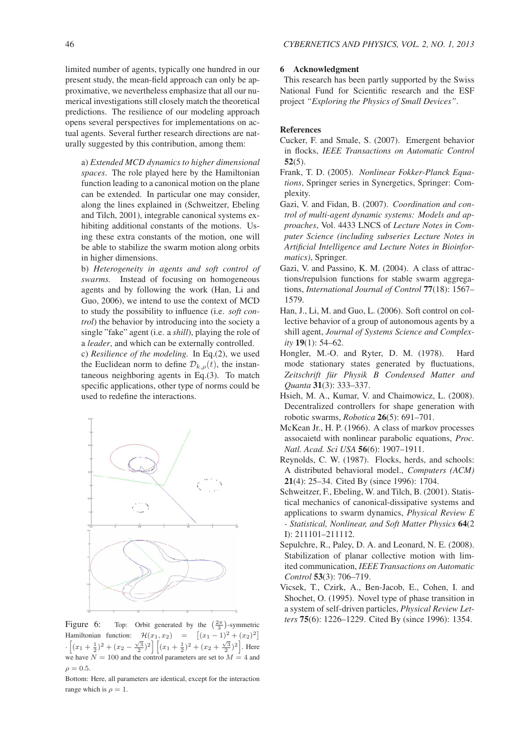limited number of agents, typically one hundred in our present study, the mean-field approach can only be approximative, we nevertheless emphasize that all our numerical investigations still closely match the theoretical predictions. The resilience of our modeling approach opens several perspectives for implementations on actual agents. Several further research directions are naturally suggested by this contribution, among them:

a) *Extended MCD dynamics to higher dimensional spaces*. The role played here by the Hamiltonian function leading to a canonical motion on the plane can be extended. In particular one may consider, along the lines explained in (Schweitzer, Ebeling and Tilch, 2001), integrable canonical systems exhibiting additional constants of the motions. Using these extra constants of the motion, one will be able to stabilize the swarm motion along orbits in higher dimensions.

b) *Heterogeneity in agents and soft control of swarms.* Instead of focusing on homogeneous agents and by following the work (Han, Li and Guo, 2006), we intend to use the context of MCD to study the possibility to influence (i.e. *soft control*) the behavior by introducing into the society a single "fake" agent (i.e. a *shill*), playing the role of a *leader*, and which can be externally controlled.

c) *Resilience of the modeling.* In Eq.(2), we used the Euclidean norm to define $\mathcal{D}_{k,\rho}(t)$, the instantaneous neighboring agents in Eq.(3). To match specific applications, other type of norms could be used to redefine the interactions.

Figure 6: Top: Orbit generated by the $\left(\frac{2\pi}{3}\right)$-symmetric Hamiltonian function: $\mathcal{H}(x_1, x_2) = \left[(x_1-1)^2 + (x_2)^2\right] \cdot \left[(x_1+\frac{1}{2})^2 + (x_2 - \frac{\sqrt{3}}{2})^2\right]\left[(x_1+\frac{1}{2})^2 + (x_2 + \frac{\sqrt{3}}{2})^2\right]$. Here we have $N = 100$ and the control parameters are set to $M = 4$ and $\rho = 0.5$.

Bottom: Here, all parameters are identical, except for the interaction range which is $\rho = 1$.

## 6 Acknowledgment

This research has been partly supported by the Swiss National Fund for Scientific research and the ESF project *"Exploring the Physics of Small Devices"*.

## References

Cucker, F. and Smale, S. (2007). Emergent behavior in flocks, *IEEE Transactions on Automatic Control* **52**(5).

Frank, T. D. (2005). *Nonlinear Fokker-Planck Equations*, Springer series in Synergetics, Springer: Complexity.

Gazi, V. and Fidan, B. (2007). *Coordination and control of multi-agent dynamic systems: Models and approaches*, Vol. 4433 LNCS of *Lecture Notes in Computer Science (including subseries Lecture Notes in Artificial Intelligence and Lecture Notes in Bioinformatics)*, Springer.

Gazi, V. and Passino, K. M. (2004). A class of attractions/repulsion functions for stable swarm aggregations, *International Journal of Control* **77**(18): 1567–1579.

Han, J., Li, M. and Guo, L. (2006). Soft control on collective behavior of a group of autonomous agents by a shill agent, *Journal of Systems Science and Complexity* **19**(1): 54–62.

Hongler, M.-O. and Ryter, D. M. (1978). Hard mode stationary states generated by fluctuations, *Zeitschrift für Physik B Condensed Matter and Quanta* **31**(3): 333–337.

Hsieh, M. A., Kumar, V. and Chaimowicz, L. (2008). Decentralized controllers for shape generation with robotic swarms, *Robotica* **26**(5): 691–701.

McKean Jr., H. P. (1966). A class of markov processes assocaietd with nonlinear parabolic equations, *Proc. Natl. Acad. Sci USA* **56**(6): 1907–1911.

Reynolds, C. W. (1987). Flocks, herds, and schools: A distributed behavioral model., *Computers (ACM)* **21**(4): 25–34. Cited By (since 1996): 1704.

Schweitzer, F., Ebeling, W. and Tilch, B. (2001). Statistical mechanics of canonical-dissipative systems and applications to swarm dynamics, *Physical Review E - Statistical, Nonlinear, and Soft Matter Physics* **64**(2 I): 211101–211112.

Sepulchre, R., Paley, D. A. and Leonard, N. E. (2008). Stabilization of planar collective motion with limited communication, *IEEE Transactions on Automatic Control* **53**(3): 706–719.

Vicsek, T., Czirk, A., Ben-Jacob, E., Cohen, I. and Shochet, O. (1995). Novel type of phase transition in a system of self-driven particles, *Physical Review Letters* **75**(6): 1226–1229. Cited By (since 1996): 1354.